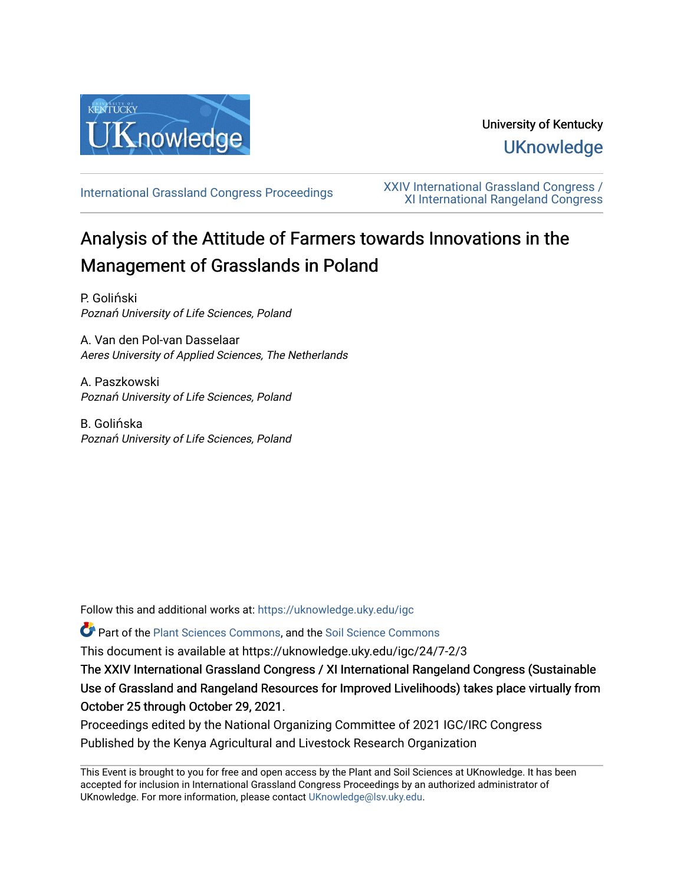University of Kentucky

UKnowledge

International Grassland Congress Proceedings

XXIV International Grassland Congress / XI International Rangeland Congress

# Analysis of the Attitude of Farmers towards Innovations in the Management of Grasslands in Poland

P. Goliński
*Poznań University of Life Sciences, Poland*

A. Van den Pol-van Dasselaar
*Aeres University of Applied Sciences, The Netherlands*

A. Paszkowski
*Poznań University of Life Sciences, Poland*

B. Golińska
*Poznań University of Life Sciences, Poland*

Follow this and additional works at: https://uknowledge.uky.edu/igc

Part of the Plant Sciences Commons, and the Soil Science Commons

This document is available at https://uknowledge.uky.edu/igc/24/7-2/3

The XXIV International Grassland Congress / XI International Rangeland Congress (Sustainable Use of Grassland and Rangeland Resources for Improved Livelihoods) takes place virtually from October 25 through October 29, 2021.

Proceedings edited by the National Organizing Committee of 2021 IGC/IRC Congress

Published by the Kenya Agricultural and Livestock Research Organization

This Event is brought to you for free and open access by the Plant and Soil Sciences at UKnowledge. It has been accepted for inclusion in International Grassland Congress Proceedings by an authorized administrator of UKnowledge. For more information, please contact UKnowledge@lsv.uky.edu.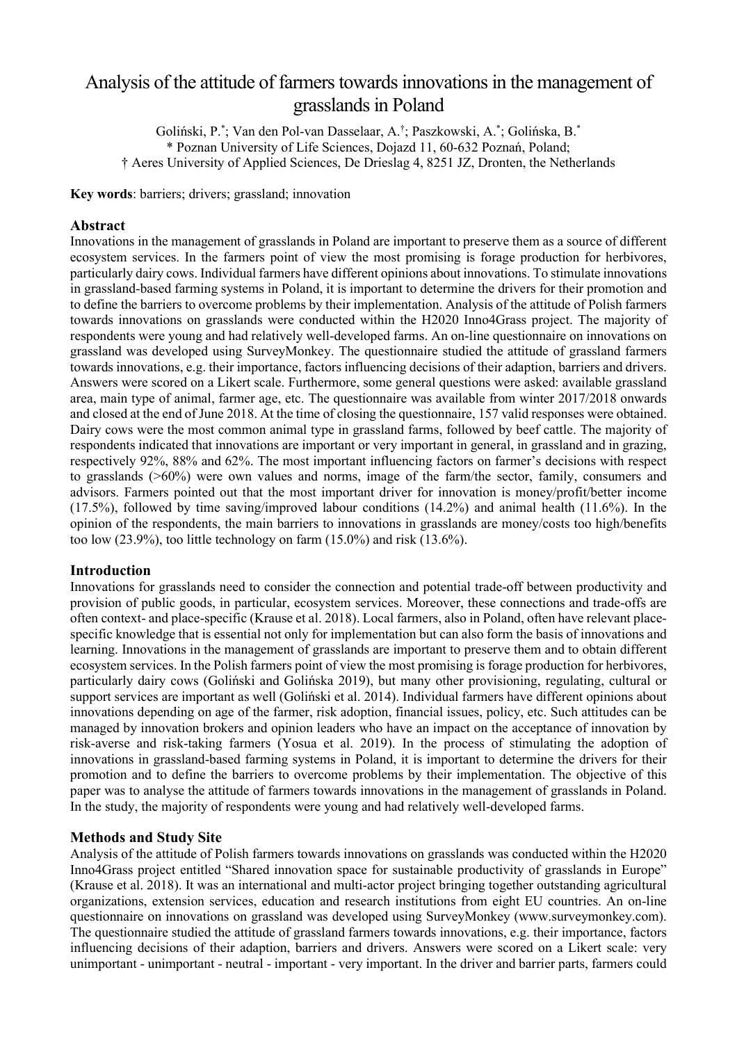# Analysis of the attitude of farmers towards innovations in the management of grasslands in Poland

Goliński, P.[*]; Van den Pol-van Dasselaar, A.[†]; Paszkowski, A.[*]; Golińska, B.[*]

[*] Poznan University of Life Sciences, Dojazd 11, 60-632 Poznań, Poland;

[†] Aeres University of Applied Sciences, De Drieslag 4, 8251 JZ, Dronten, the Netherlands

**Key words**: barriers; drivers; grassland; innovation

## Abstract

Innovations in the management of grasslands in Poland are important to preserve them as a source of different ecosystem services. In the farmers point of view the most promising is forage production for herbivores, particularly dairy cows. Individual farmers have different opinions about innovations. To stimulate innovations in grassland-based farming systems in Poland, it is important to determine the drivers for their promotion and to define the barriers to overcome problems by their implementation. Analysis of the attitude of Polish farmers towards innovations on grasslands were conducted within the H2020 Inno4Grass project. The majority of respondents were young and had relatively well-developed farms. An on-line questionnaire on innovations on grassland was developed using SurveyMonkey. The questionnaire studied the attitude of grassland farmers towards innovations, e.g. their importance, factors influencing decisions of their adaption, barriers and drivers. Answers were scored on a Likert scale. Furthermore, some general questions were asked: available grassland area, main type of animal, farmer age, etc. The questionnaire was available from winter 2017/2018 onwards and closed at the end of June 2018. At the time of closing the questionnaire, 157 valid responses were obtained. Dairy cows were the most common animal type in grassland farms, followed by beef cattle. The majority of respondents indicated that innovations are important or very important in general, in grassland and in grazing, respectively 92%, 88% and 62%. The most important influencing factors on farmer's decisions with respect to grasslands (>60%) were own values and norms, image of the farm/the sector, family, consumers and advisors. Farmers pointed out that the most important driver for innovation is money/profit/better income (17.5%), followed by time saving/improved labour conditions (14.2%) and animal health (11.6%). In the opinion of the respondents, the main barriers to innovations in grasslands are money/costs too high/benefits too low (23.9%), too little technology on farm (15.0%) and risk (13.6%).

## Introduction

Innovations for grasslands need to consider the connection and potential trade-off between productivity and provision of public goods, in particular, ecosystem services. Moreover, these connections and trade-offs are often context- and place-specific (Krause et al. 2018). Local farmers, also in Poland, often have relevant place-specific knowledge that is essential not only for implementation but can also form the basis of innovations and learning. Innovations in the management of grasslands are important to preserve them and to obtain different ecosystem services. In the Polish farmers point of view the most promising is forage production for herbivores, particularly dairy cows (Goliński and Golińska 2019), but many other provisioning, regulating, cultural or support services are important as well (Goliński et al. 2014). Individual farmers have different opinions about innovations depending on age of the farmer, risk adoption, financial issues, policy, etc. Such attitudes can be managed by innovation brokers and opinion leaders who have an impact on the acceptance of innovation by risk-averse and risk-taking farmers (Yosua et al. 2019). In the process of stimulating the adoption of innovations in grassland-based farming systems in Poland, it is important to determine the drivers for their promotion and to define the barriers to overcome problems by their implementation. The objective of this paper was to analyse the attitude of farmers towards innovations in the management of grasslands in Poland. In the study, the majority of respondents were young and had relatively well-developed farms.

## Methods and Study Site

Analysis of the attitude of Polish farmers towards innovations on grasslands was conducted within the H2020 Inno4Grass project entitled "Shared innovation space for sustainable productivity of grasslands in Europe" (Krause et al. 2018). It was an international and multi-actor project bringing together outstanding agricultural organizations, extension services, education and research institutions from eight EU countries. An on-line questionnaire on innovations on grassland was developed using SurveyMonkey (www.surveymonkey.com). The questionnaire studied the attitude of grassland farmers towards innovations, e.g. their importance, factors influencing decisions of their adaption, barriers and drivers. Answers were scored on a Likert scale: very unimportant - unimportant - neutral - important - very important. In the driver and barrier parts, farmers could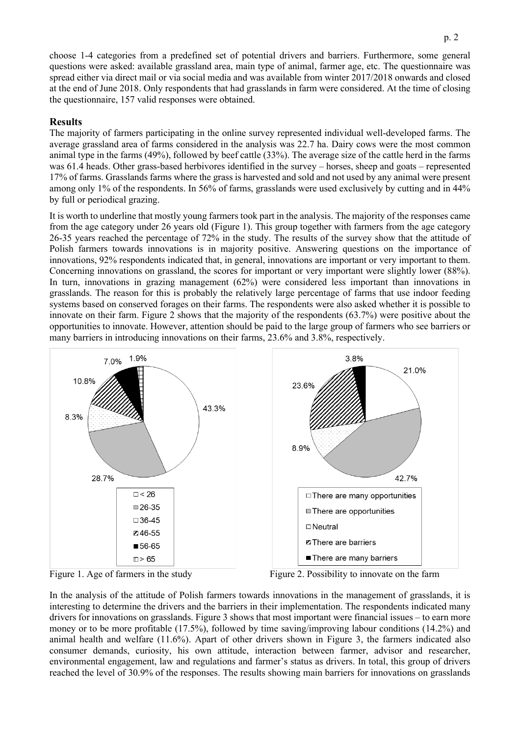choose 1-4 categories from a predefined set of potential drivers and barriers. Furthermore, some general questions were asked: available grassland area, main type of animal, farmer age, etc. The questionnaire was spread either via direct mail or via social media and was available from winter 2017/2018 onwards and closed at the end of June 2018. Only respondents that had grasslands in farm were considered. At the time of closing the questionnaire, 157 valid responses were obtained.

## Results

The majority of farmers participating in the online survey represented individual well-developed farms. The average grassland area of farms considered in the analysis was 22.7 ha. Dairy cows were the most common animal type in the farms (49%), followed by beef cattle (33%). The average size of the cattle herd in the farms was 61.4 heads. Other grass-based herbivores identified in the survey – horses, sheep and goats – represented 17% of farms. Grasslands farms where the grass is harvested and sold and not used by any animal were present among only 1% of the respondents. In 56% of farms, grasslands were used exclusively by cutting and in 44% by full or periodical grazing.

It is worth to underline that mostly young farmers took part in the analysis. The majority of the responses came from the age category under 26 years old (Figure 1). This group together with farmers from the age category 26-35 years reached the percentage of 72% in the study. The results of the survey show that the attitude of Polish farmers towards innovations is in majority positive. Answering questions on the importance of innovations, 92% respondents indicated that, in general, innovations are important or very important to them. Concerning innovations on grassland, the scores for important or very important were slightly lower (88%). In turn, innovations in grazing management (62%) were considered less important than innovations in grasslands. The reason for this is probably the relatively large percentage of farms that use indoor feeding systems based on conserved forages on their farms. The respondents were also asked whether it is possible to innovate on their farm. Figure 2 shows that the majority of the respondents (63.7%) were positive about the opportunities to innovate. However, attention should be paid to the large group of farmers who see barriers or many barriers in introducing innovations on their farms, 23.6% and 3.8%, respectively.

| Age | % |
|---|---|
| < 26 | 43.3% |
| 26-35 | 28.7% |
| 36-45 | 8.3% |
| 46-55 | 10.8% |
| 56-65 | 7.0% |
| > 65 | 1.9% |

Figure 1. Age of farmers in the study

| Possibility to innovate | % |
|---|---|
| There are many opportunities | 21.0% |
| There are opportunities | 42.7% |
| Neutral | 8.9% |
| There are barriers | 23.6% |
| There are many barriers | 3.8% |

Figure 2. Possibility to innovate on the farm

In the analysis of the attitude of Polish farmers towards innovations in the management of grasslands, it is interesting to determine the drivers and the barriers in their implementation. The respondents indicated many drivers for innovations on grasslands. Figure 3 shows that most important were financial issues – to earn more money or to be more profitable (17.5%), followed by time saving/improving labour conditions (14.2%) and animal health and welfare (11.6%). Apart of other drivers shown in Figure 3, the farmers indicated also consumer demands, curiosity, his own attitude, interaction between farmer, advisor and researcher, environmental engagement, law and regulations and farmer's status as drivers. In total, this group of drivers reached the level of 30.9% of the responses. The results showing main barriers for innovations on grasslands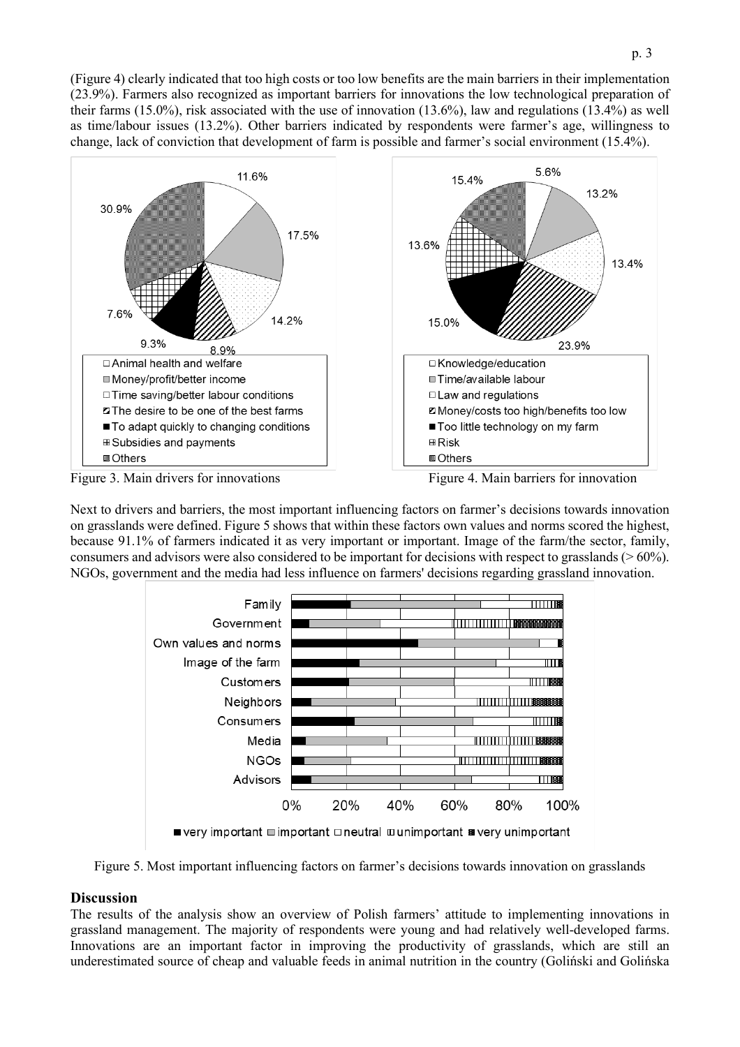(Figure 4) clearly indicated that too high costs or too low benefits are the main barriers in their implementation (23.9%). Farmers also recognized as important barriers for innovations the low technological preparation of their farms (15.0%), risk associated with the use of innovation (13.6%), law and regulations (13.4%) as well as time/labour issues (13.2%). Other barriers indicated by respondents were farmer's age, willingness to change, lack of conviction that development of farm is possible and farmer's social environment (15.4%).

Figure 3. Main drivers for innovations

Figure 4. Main barriers for innovation

Next to drivers and barriers, the most important influencing factors on farmer's decisions towards innovation on grasslands were defined. Figure 5 shows that within these factors own values and norms scored the highest, because 91.1% of farmers indicated it as very important or important. Image of the farm/the sector, family, consumers and advisors were also considered to be important for decisions with respect to grasslands (> 60%). NGOs, government and the media had less influence on farmers' decisions regarding grassland innovation.

Figure 5. Most important influencing factors on farmer's decisions towards innovation on grasslands

## Discussion

The results of the analysis show an overview of Polish farmers' attitude to implementing innovations in grassland management. The majority of respondents were young and had relatively well-developed farms. Innovations are an important factor in improving the productivity of grasslands, which are still an underestimated source of cheap and valuable feeds in animal nutrition in the country (Goliński and Golińska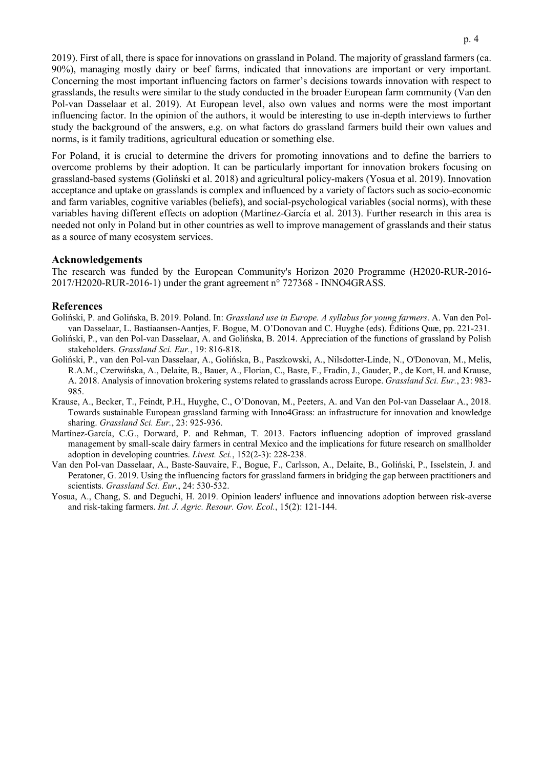2019). First of all, there is space for innovations on grassland in Poland. The majority of grassland farmers (ca. 90%), managing mostly dairy or beef farms, indicated that innovations are important or very important. Concerning the most important influencing factors on farmer's decisions towards innovation with respect to grasslands, the results were similar to the study conducted in the broader European farm community (Van den Pol-van Dasselaar et al. 2019). At European level, also own values and norms were the most important influencing factor. In the opinion of the authors, it would be interesting to use in-depth interviews to further study the background of the answers, e.g. on what factors do grassland farmers build their own values and norms, is it family traditions, agricultural education or something else.

For Poland, it is crucial to determine the drivers for promoting innovations and to define the barriers to overcome problems by their adoption. It can be particularly important for innovation brokers focusing on grassland-based systems (Goliński et al. 2018) and agricultural policy-makers (Yosua et al. 2019). Innovation acceptance and uptake on grasslands is complex and influenced by a variety of factors such as socio-economic and farm variables, cognitive variables (beliefs), and social-psychological variables (social norms), with these variables having different effects on adoption (Martínez-García et al. 2013). Further research in this area is needed not only in Poland but in other countries as well to improve management of grasslands and their status as a source of many ecosystem services.

## Acknowledgements

The research was funded by the European Community's Horizon 2020 Programme (H2020-RUR-2016-2017/H2020-RUR-2016-1) under the grant agreement n° 727368 - INNO4GRASS.

## References

Goliński, P. and Golińska, B. 2019. Poland. In: *Grassland use in Europe. A syllabus for young farmers*. A. Van den Pol-van Dasselaar, L. Bastiaansen-Aantjes, F. Bogue, M. O'Donovan and C. Huyghe (eds). Éditions Quæ, pp. 221-231.

Goliński, P., van den Pol-van Dasselaar, A. and Golińska, B. 2014. Appreciation of the functions of grassland by Polish stakeholders. *Grassland Sci. Eur.*, 19: 816-818.

Goliński, P., van den Pol-van Dasselaar, A., Golińska, B., Paszkowski, A., Nilsdotter-Linde, N., O'Donovan, M., Melis, R.A.M., Czerwińska, A., Delaite, B., Bauer, A., Florian, C., Baste, F., Fradin, J., Gauder, P., de Kort, H. and Krause, A. 2018. Analysis of innovation brokering systems related to grasslands across Europe. *Grassland Sci. Eur.*, 23: 983-985.

Krause, A., Becker, T., Feindt, P.H., Huyghe, C., O'Donovan, M., Peeters, A. and Van den Pol-van Dasselaar A., 2018. Towards sustainable European grassland farming with Inno4Grass: an infrastructure for innovation and knowledge sharing. *Grassland Sci. Eur.*, 23: 925-936.

Martínez-García, C.G., Dorward, P. and Rehman, T. 2013. Factors influencing adoption of improved grassland management by small-scale dairy farmers in central Mexico and the implications for future research on smallholder adoption in developing countries. *Livest. Sci.*, 152(2-3): 228-238.

Van den Pol-van Dasselaar, A., Baste-Sauvaire, F., Bogue, F., Carlsson, A., Delaite, B., Goliński, P., Isselstein, J. and Peratoner, G. 2019. Using the influencing factors for grassland farmers in bridging the gap between practitioners and scientists. *Grassland Sci. Eur.*, 24: 530-532.

Yosua, A., Chang, S. and Deguchi, H. 2019. Opinion leaders' influence and innovations adoption between risk-averse and risk-taking farmers. *Int. J. Agric. Resour. Gov. Ecol.*, 15(2): 121-144.